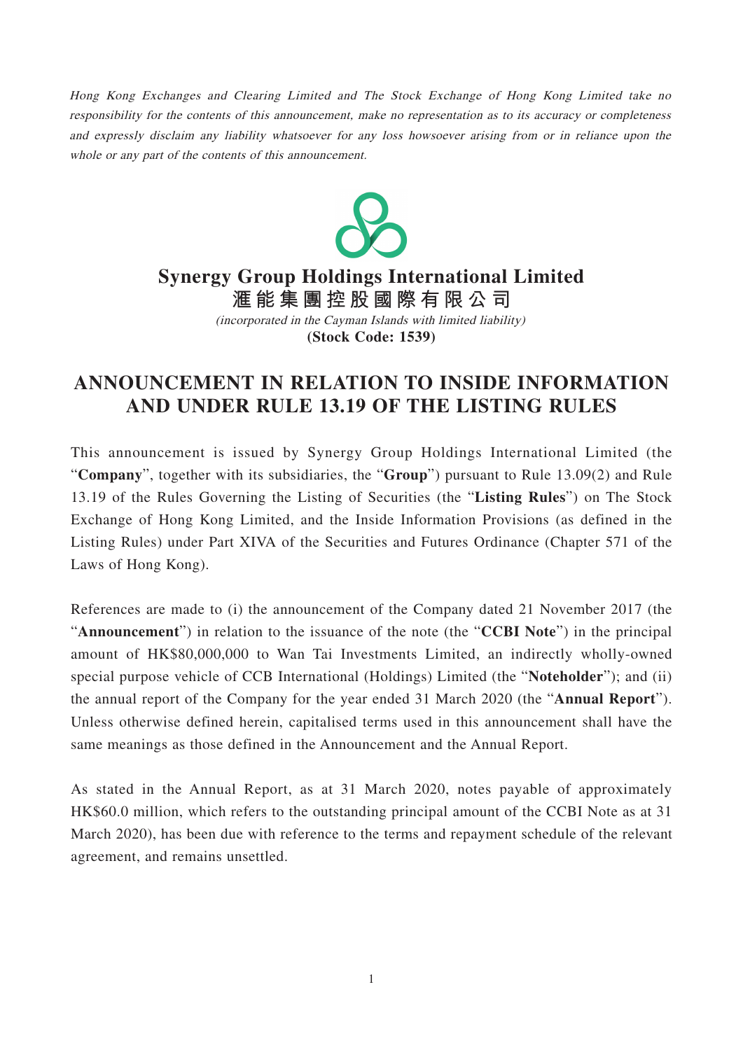*Hong Kong Exchanges and Clearing Limited and The Stock Exchange of Hong Kong Limited take no responsibility for the contents of this announcement, make no representation as to its accuracy or completeness and expressly disclaim any liability whatsoever for any loss howsoever arising from or in reliance upon the whole or any part of the contents of this announcement.*

**Synergy Group Holdings International Limited**
**滙能集團控股國際有限公司**
*(incorporated in the Cayman Islands with limited liability)*
**(Stock Code: 1539)**

# ANNOUNCEMENT IN RELATION TO INSIDE INFORMATION AND UNDER RULE 13.19 OF THE LISTING RULES

This announcement is issued by Synergy Group Holdings International Limited (the "**Company**", together with its subsidiaries, the "**Group**") pursuant to Rule 13.09(2) and Rule 13.19 of the Rules Governing the Listing of Securities (the "**Listing Rules**") on The Stock Exchange of Hong Kong Limited, and the Inside Information Provisions (as defined in the Listing Rules) under Part XIVA of the Securities and Futures Ordinance (Chapter 571 of the Laws of Hong Kong).

References are made to (i) the announcement of the Company dated 21 November 2017 (the "**Announcement**") in relation to the issuance of the note (the "**CCBI Note**") in the principal amount of HK$80,000,000 to Wan Tai Investments Limited, an indirectly wholly-owned special purpose vehicle of CCB International (Holdings) Limited (the "**Noteholder**"); and (ii) the annual report of the Company for the year ended 31 March 2020 (the "**Annual Report**"). Unless otherwise defined herein, capitalised terms used in this announcement shall have the same meanings as those defined in the Announcement and the Annual Report.

As stated in the Annual Report, as at 31 March 2020, notes payable of approximately HK$60.0 million, which refers to the outstanding principal amount of the CCBI Note as at 31 March 2020), has been due with reference to the terms and repayment schedule of the relevant agreement, and remains unsettled.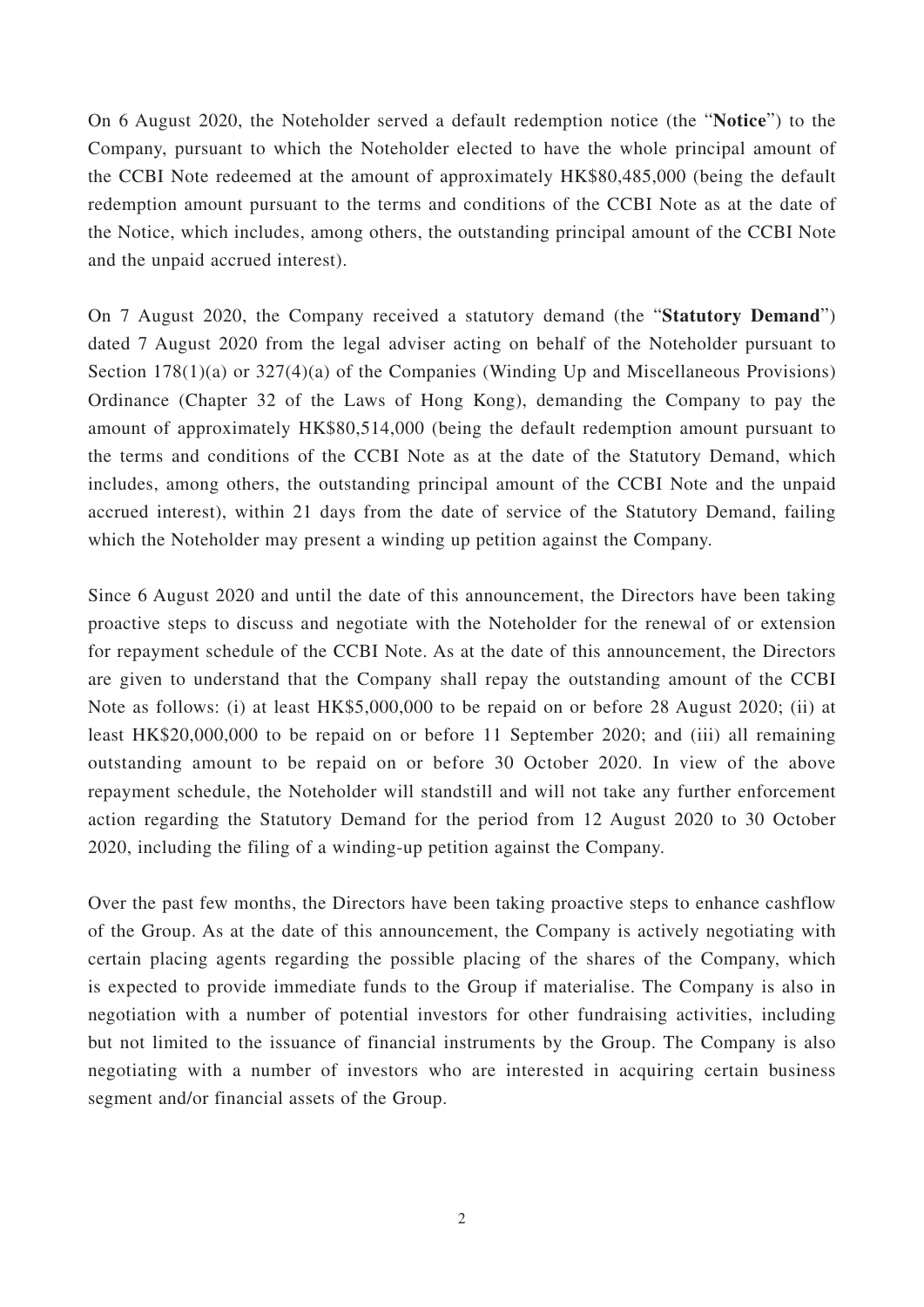On 6 August 2020, the Noteholder served a default redemption notice (the "**Notice**") to the Company, pursuant to which the Noteholder elected to have the whole principal amount of the CCBI Note redeemed at the amount of approximately HK$80,485,000 (being the default redemption amount pursuant to the terms and conditions of the CCBI Note as at the date of the Notice, which includes, among others, the outstanding principal amount of the CCBI Note and the unpaid accrued interest).

On 7 August 2020, the Company received a statutory demand (the "**Statutory Demand**") dated 7 August 2020 from the legal adviser acting on behalf of the Noteholder pursuant to Section 178(1)(a) or 327(4)(a) of the Companies (Winding Up and Miscellaneous Provisions) Ordinance (Chapter 32 of the Laws of Hong Kong), demanding the Company to pay the amount of approximately HK$80,514,000 (being the default redemption amount pursuant to the terms and conditions of the CCBI Note as at the date of the Statutory Demand, which includes, among others, the outstanding principal amount of the CCBI Note and the unpaid accrued interest), within 21 days from the date of service of the Statutory Demand, failing which the Noteholder may present a winding up petition against the Company.

Since 6 August 2020 and until the date of this announcement, the Directors have been taking proactive steps to discuss and negotiate with the Noteholder for the renewal of or extension for repayment schedule of the CCBI Note. As at the date of this announcement, the Directors are given to understand that the Company shall repay the outstanding amount of the CCBI Note as follows: (i) at least HK$5,000,000 to be repaid on or before 28 August 2020; (ii) at least HK$20,000,000 to be repaid on or before 11 September 2020; and (iii) all remaining outstanding amount to be repaid on or before 30 October 2020. In view of the above repayment schedule, the Noteholder will standstill and will not take any further enforcement action regarding the Statutory Demand for the period from 12 August 2020 to 30 October 2020, including the filing of a winding-up petition against the Company.

Over the past few months, the Directors have been taking proactive steps to enhance cashflow of the Group. As at the date of this announcement, the Company is actively negotiating with certain placing agents regarding the possible placing of the shares of the Company, which is expected to provide immediate funds to the Group if materialise. The Company is also in negotiation with a number of potential investors for other fundraising activities, including but not limited to the issuance of financial instruments by the Group. The Company is also negotiating with a number of investors who are interested in acquiring certain business segment and/or financial assets of the Group.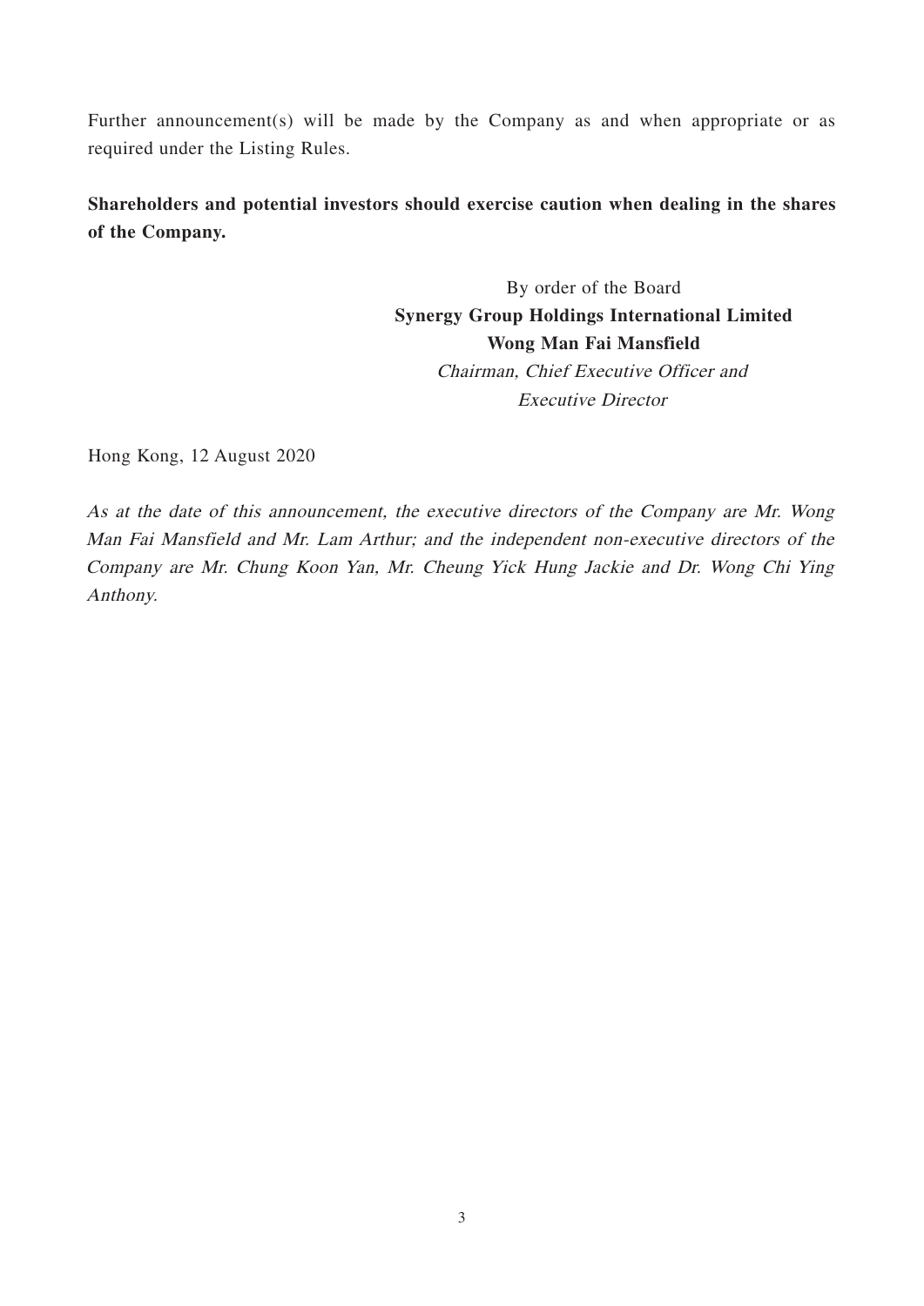Further announcement(s) will be made by the Company as and when appropriate or as required under the Listing Rules.

**Shareholders and potential investors should exercise caution when dealing in the shares of the Company.**

By order of the Board
**Synergy Group Holdings International Limited**
**Wong Man Fai Mansfield**
*Chairman, Chief Executive Officer and*
*Executive Director*

Hong Kong, 12 August 2020

*As at the date of this announcement, the executive directors of the Company are Mr. Wong Man Fai Mansfield and Mr. Lam Arthur; and the independent non-executive directors of the Company are Mr. Chung Koon Yan, Mr. Cheung Yick Hung Jackie and Dr. Wong Chi Ying Anthony.*